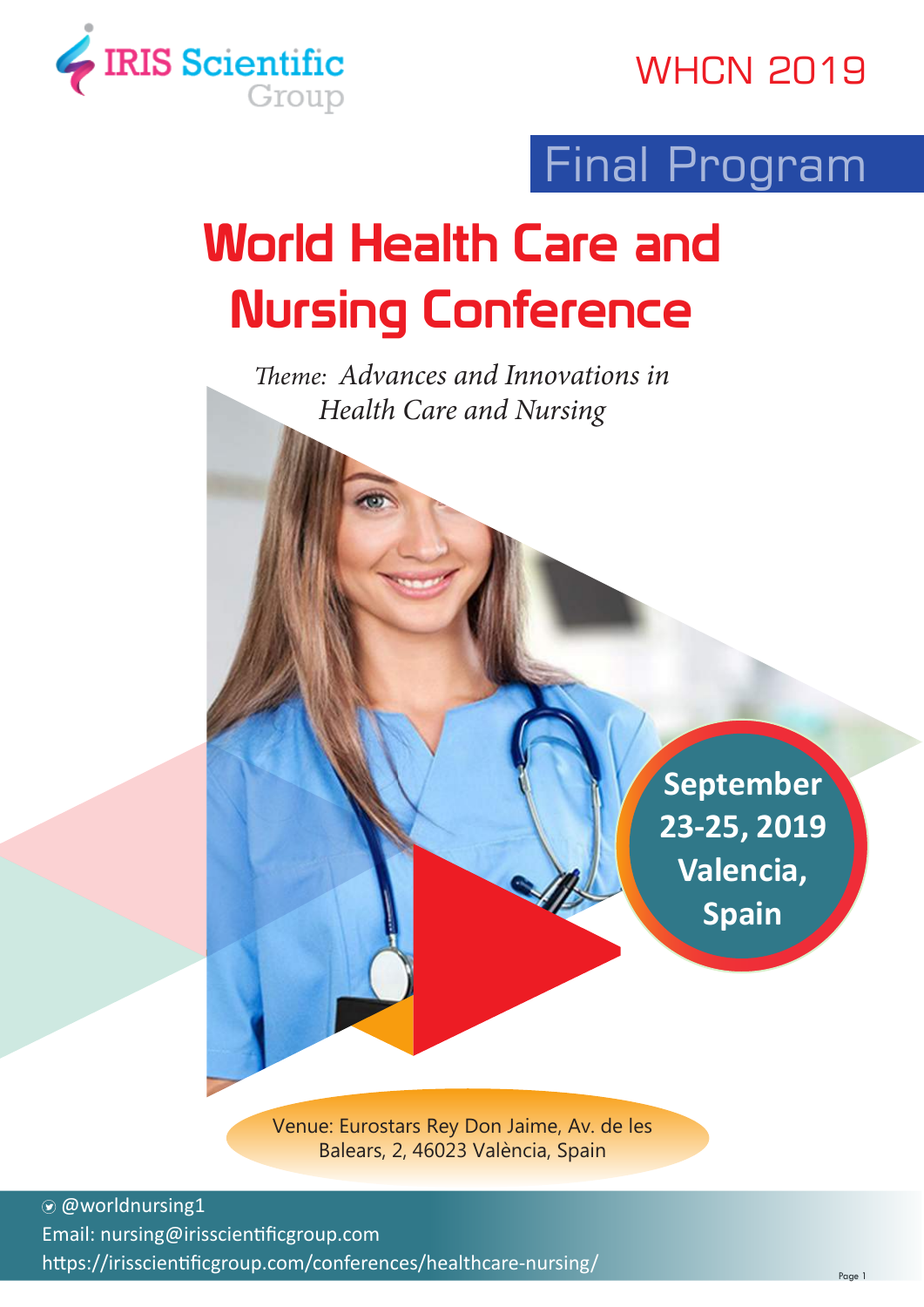IRIS Scientific Group

WHCN 2019

## Final Program

# World Health Care and Nursing Conference

*Theme: Advances and Innovations in Health Care and Nursing*

**September 23-25, 2019 Valencia, Spain**

Venue: Eurostars Rey Don Jaime, Av. de les Balears, 2, 46023 València, Spain

@worldnursing1

Email: nursing@irisscientificgroup.com

https://irisscientificgroup.com/conferences/healthcare-nursing/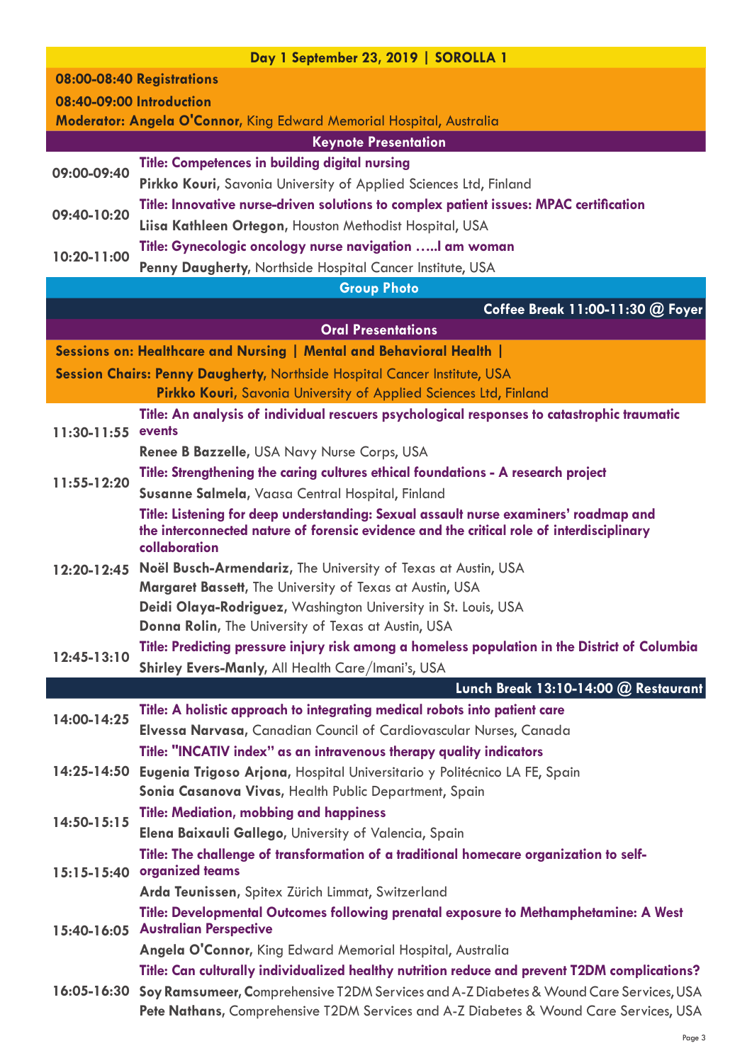## Day 1 September 23, 2019 | SOROLLA 1

**08:00-08:40 Registrations**

**08:40-09:00 Introduction**

**Moderator: Angela O'Connor,** King Edward Memorial Hospital, Australia

### Keynote Presentation

| Time | Presentation |
|---|---|
| 09:00-09:40 | **Title: Competences in building digital nursing**<br>**Pirkko Kouri,** Savonia University of Applied Sciences Ltd, Finland |
| 09:40-10:20 | **Title: Innovative nurse-driven solutions to complex patient issues: MPAC certification**<br>**Liisa Kathleen Ortegon,** Houston Methodist Hospital, USA |
| 10:20-11:00 | **Title: Gynecologic oncology nurse navigation …..I am woman**<br>**Penny Daugherty,** Northside Hospital Cancer Institute, USA |

**Group Photo**

**Coffee Break 11:00-11:30 @ Foyer**

### Oral Presentations

**Sessions on: Healthcare and Nursing | Mental and Behavioral Health |**

**Session Chairs: Penny Daugherty,** Northside Hospital Cancer Institute, USA
**Pirkko Kouri,** Savonia University of Applied Sciences Ltd, Finland

| Time | Presentation |
|---|---|
| 11:30-11:55 | **Title: An analysis of individual rescuers psychological responses to catastrophic traumatic events**<br>**Renee B Bazzelle,** USA Navy Nurse Corps, USA |
| 11:55-12:20 | **Title: Strengthening the caring cultures ethical foundations - A research project**<br>**Susanne Salmela,** Vaasa Central Hospital, Finland |
| 12:20-12:45 | **Title: Listening for deep understanding: Sexual assault nurse examiners' roadmap and the interconnected nature of forensic evidence and the critical role of interdisciplinary collaboration**<br>**Noël Busch-Armendariz,** The University of Texas at Austin, USA<br>**Margaret Bassett,** The University of Texas at Austin, USA<br>**Deidi Olaya-Rodriguez,** Washington University in St. Louis, USA<br>**Donna Rolin,** The University of Texas at Austin, USA |
| 12:45-13:10 | **Title: Predicting pressure injury risk among a homeless population in the District of Columbia**<br>**Shirley Evers-Manly,** All Health Care/Imani's, USA |

**Lunch Break 13:10-14:00 @ Restaurant**

| Time | Presentation |
|---|---|
| 14:00-14:25 | **Title: A holistic approach to integrating medical robots into patient care**<br>**Elvessa Narvasa,** Canadian Council of Cardiovascular Nurses, Canada |
| 14:25-14:50 | **Title: "INCATIV index" as an intravenous therapy quality indicators**<br>**Eugenia Trigoso Arjona,** Hospital Universitario y Politécnico LA FE, Spain<br>**Sonia Casanova Vivas,** Health Public Department, Spain |
| 14:50-15:15 | **Title: Mediation, mobbing and happiness**<br>**Elena Baixauli Gallego,** University of Valencia, Spain |
| 15:15-15:40 | **Title: The challenge of transformation of a traditional homecare organization to self-organized teams**<br>**Arda Teunissen,** Spitex Zürich Limmat, Switzerland |
| 15:40-16:05 | **Title: Developmental Outcomes following prenatal exposure to Methamphetamine: A West Australian Perspective**<br>**Angela O'Connor,** King Edward Memorial Hospital, Australia |
| 16:05-16:30 | **Title: Can culturally individualized healthy nutrition reduce and prevent T2DM complications?**<br>**Soy Ramsumeer,** Comprehensive T2DM Services and A-Z Diabetes & Wound Care Services, USA<br>**Pete Nathans,** Comprehensive T2DM Services and A-Z Diabetes & Wound Care Services, USA |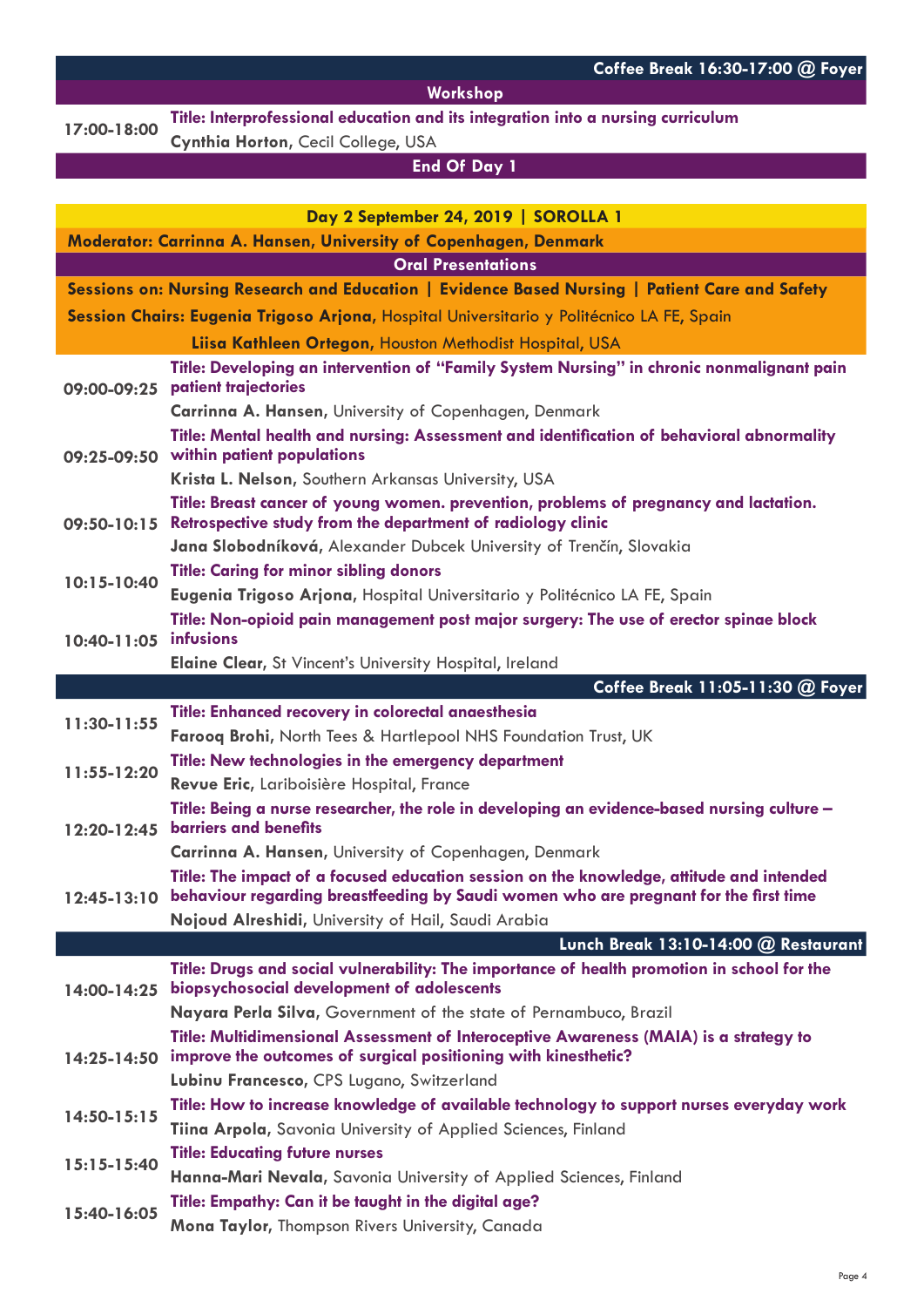**Coffee Break 16:30-17:00 @ Foyer**

**Workshop**

| Time | Session |
|---|---|
| 17:00-18:00 | **Title: Interprofessional education and its integration into a nursing curriculum**<br>**Cynthia Horton**, Cecil College, USA |

**End Of Day 1**

## Day 2 September 24, 2019 | SOROLLA 1

**Moderator: Carrinna A. Hansen, University of Copenhagen, Denmark**

### Oral Presentations

**Sessions on: Nursing Research and Education | Evidence Based Nursing | Patient Care and Safety**

**Session Chairs: Eugenia Trigoso Arjona,** Hospital Universitario y Politécnico LA FE, Spain

**Liisa Kathleen Ortegon**, Houston Methodist Hospital, USA

| Time | Session |
|---|---|
| 09:00-09:25 | **Title: Developing an intervention of "Family System Nursing" in chronic nonmalignant pain patient trajectories**<br>**Carrinna A. Hansen**, University of Copenhagen, Denmark |
| 09:25-09:50 | **Title: Mental health and nursing: Assessment and identification of behavioral abnormality within patient populations**<br>**Krista L. Nelson**, Southern Arkansas University, USA |
| 09:50-10:15 | **Title: Breast cancer of young women. prevention, problems of pregnancy and lactation. Retrospective study from the department of radiology clinic**<br>**Jana Slobodníková**, Alexander Dubcek University of Trenčín, Slovakia |
| 10:15-10:40 | **Title: Caring for minor sibling donors**<br>**Eugenia Trigoso Arjona**, Hospital Universitario y Politécnico LA FE, Spain |
| 10:40-11:05 | **Title: Non-opioid pain management post major surgery: The use of erector spinae block infusions**<br>**Elaine Clear**, St Vincent's University Hospital, Ireland |

**Coffee Break 11:05-11:30 @ Foyer**

| Time | Session |
|---|---|
| 11:30-11:55 | **Title: Enhanced recovery in colorectal anaesthesia**<br>**Farooq Brohi**, North Tees & Hartlepool NHS Foundation Trust, UK |
| 11:55-12:20 | **Title: New technologies in the emergency department**<br>**Revue Eric**, Lariboisière Hospital, France |
| 12:20-12:45 | **Title: Being a nurse researcher, the role in developing an evidence-based nursing culture – barriers and benefits**<br>**Carrinna A. Hansen**, University of Copenhagen, Denmark |
| 12:45-13:10 | **Title: The impact of a focused education session on the knowledge, attitude and intended behaviour regarding breastfeeding by Saudi women who are pregnant for the first time**<br>**Nojoud Alreshidi**, University of Hail, Saudi Arabia |

**Lunch Break 13:10-14:00 @ Restaurant**

| Time | Session |
|---|---|
| 14:00-14:25 | **Title: Drugs and social vulnerability: The importance of health promotion in school for the biopsychosocial development of adolescents**<br>**Nayara Perla Silva**, Government of the state of Pernambuco, Brazil |
| 14:25-14:50 | **Title: Multidimensional Assessment of Interoceptive Awareness (MAIA) is a strategy to improve the outcomes of surgical positioning with kinesthetic?**<br>**Lubinu Francesco**, CPS Lugano, Switzerland |
| 14:50-15:15 | **Title: How to increase knowledge of available technology to support nurses everyday work**<br>**Tiina Arpola**, Savonia University of Applied Sciences, Finland |
| 15:15-15:40 | **Title: Educating future nurses**<br>**Hanna-Mari Nevala**, Savonia University of Applied Sciences, Finland |
| 15:40-16:05 | **Title: Empathy: Can it be taught in the digital age?**<br>**Mona Taylor**, Thompson Rivers University, Canada |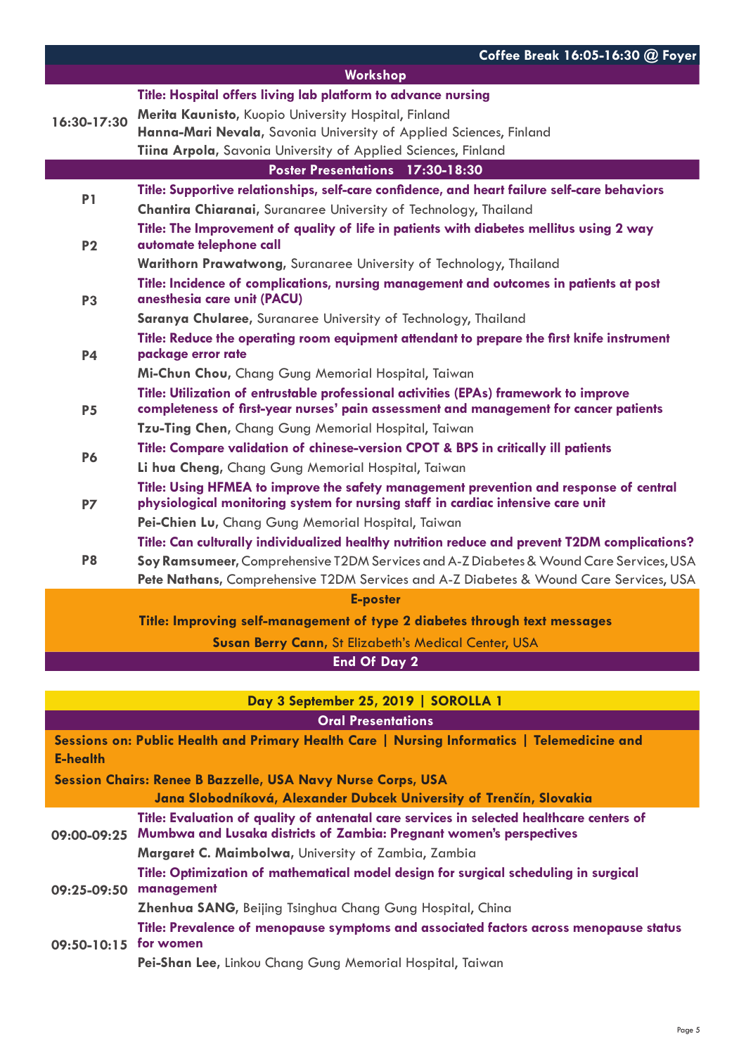**Coffee Break 16:05-16:30 @ Foyer**

## Workshop

| Time | Details |
| --- | --- |
| 16:30-17:30 | **Title: Hospital offers living lab platform to advance nursing**<br>**Merita Kaunisto,** Kuopio University Hospital, Finland<br>**Hanna-Mari Nevala,** Savonia University of Applied Sciences, Finland<br>**Tiina Arpola,** Savonia University of Applied Sciences, Finland |

## Poster Presentations 17:30-18:30

| No. | Details |
| --- | --- |
| P1 | **Title: Supportive relationships, self-care confidence, and heart failure self-care behaviors**<br>**Chantira Chiaranai,** Suranaree University of Technology, Thailand |
| P2 | **Title: The Improvement of quality of life in patients with diabetes mellitus using 2 way automate telephone call**<br>**Warithorn Prawatwong,** Suranaree University of Technology, Thailand |
| P3 | **Title: Incidence of complications, nursing management and outcomes in patients at post anesthesia care unit (PACU)**<br>**Saranya Chularee,** Suranaree University of Technology, Thailand |
| P4 | **Title: Reduce the operating room equipment attendant to prepare the first knife instrument package error rate**<br>**Mi-Chun Chou,** Chang Gung Memorial Hospital, Taiwan |
| P5 | **Title: Utilization of entrustable professional activities (EPAs) framework to improve completeness of first-year nurses' pain assessment and management for cancer patients**<br>**Tzu-Ting Chen,** Chang Gung Memorial Hospital, Taiwan |
| P6 | **Title: Compare validation of chinese-version CPOT & BPS in critically ill patients**<br>**Li hua Cheng,** Chang Gung Memorial Hospital, Taiwan |
| P7 | **Title: Using HFMEA to improve the safety management prevention and response of central physiological monitoring system for nursing staff in cardiac intensive care unit**<br>**Pei-Chien Lu,** Chang Gung Memorial Hospital, Taiwan |
| P8 | **Title: Can culturally individualized healthy nutrition reduce and prevent T2DM complications?**<br>**Soy Ramsumeer,** Comprehensive T2DM Services and A-Z Diabetes & Wound Care Services, USA<br>**Pete Nathans,** Comprehensive T2DM Services and A-Z Diabetes & Wound Care Services, USA |

## E-poster

**Title: Improving self-management of type 2 diabetes through text messages**

**Susan Berry Cann,** St Elizabeth's Medical Center, USA

**End Of Day 2**

# Day 3 September 25, 2019 | SOROLLA 1

## Oral Presentations

**Sessions on: Public Health and Primary Health Care | Nursing Informatics | Telemedicine and E-health**

**Session Chairs: Renee B Bazzelle, USA Navy Nurse Corps, USA**
**Jana Slobodníková, Alexander Dubcek University of Trenčín, Slovakia**

| Time | Details |
| --- | --- |
| 09:00-09:25 | **Title: Evaluation of quality of antenatal care services in selected healthcare centers of Mumbwa and Lusaka districts of Zambia: Pregnant women's perspectives**<br>**Margaret C. Maimbolwa,** University of Zambia, Zambia |
| 09:25-09:50 | **Title: Optimization of mathematical model design for surgical scheduling in surgical management**<br>**Zhenhua SANG,** Beijing Tsinghua Chang Gung Hospital, China |
| 09:50-10:15 | **Title: Prevalence of menopause symptoms and associated factors across menopause status for women**<br>**Pei-Shan Lee,** Linkou Chang Gung Memorial Hospital, Taiwan |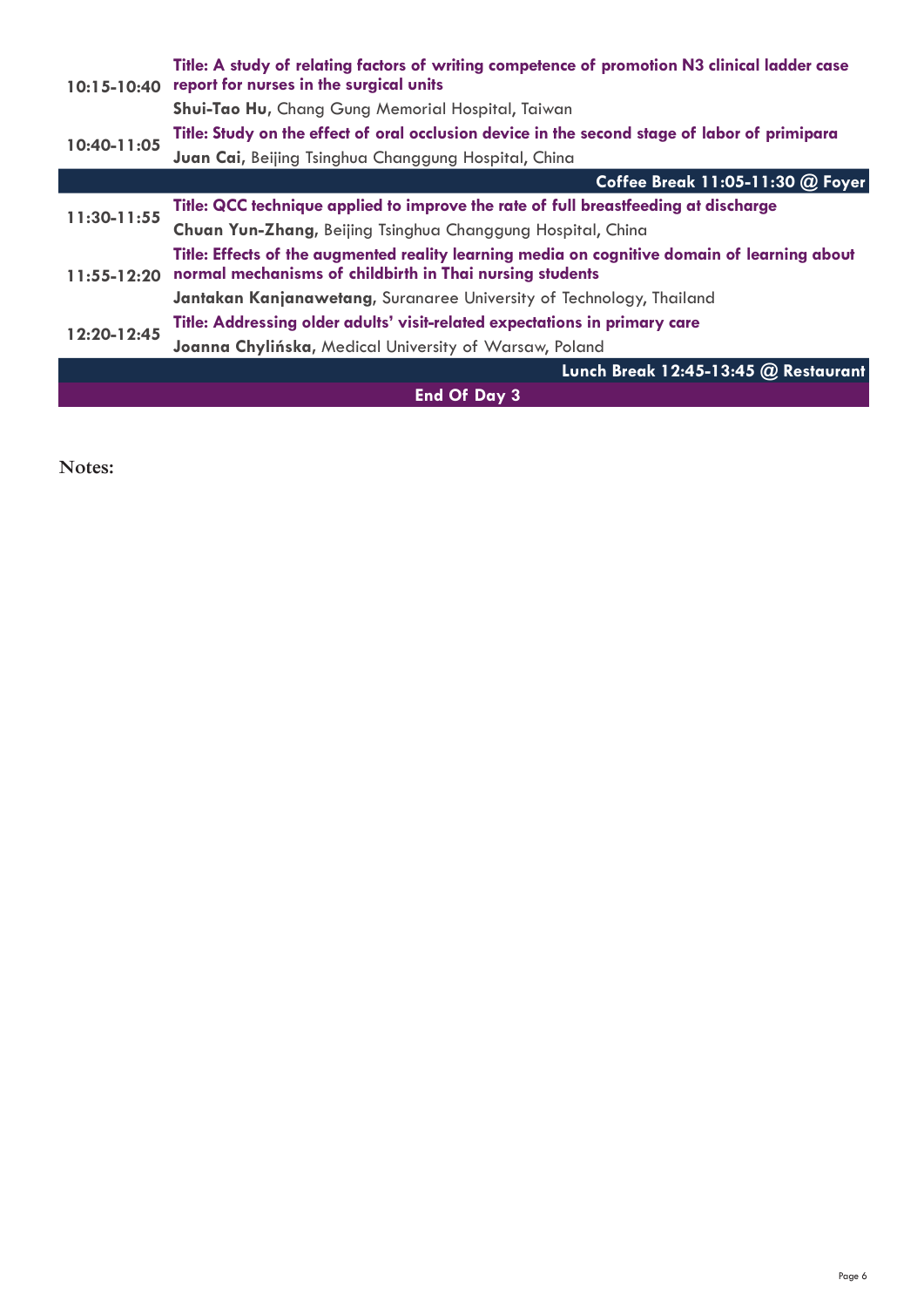| | |
|---|---|
| **10:15-10:40** | **Title: A study of relating factors of writing competence of promotion N3 clinical ladder case report for nurses in the surgical units**<br>**Shui-Tao Hu**, Chang Gung Memorial Hospital, Taiwan |
| **10:40-11:05** | **Title: Study on the effect of oral occlusion device in the second stage of labor of primipara**<br>**Juan Cai**, Beijing Tsinghua Changgung Hospital, China |
| | **Coffee Break 11:05-11:30 @ Foyer** |
| **11:30-11:55** | **Title: QCC technique applied to improve the rate of full breastfeeding at discharge**<br>**Chuan Yun-Zhang**, Beijing Tsinghua Changgung Hospital, China |
| **11:55-12:20** | **Title: Effects of the augmented reality learning media on cognitive domain of learning about normal mechanisms of childbirth in Thai nursing students**<br>**Jantakan Kanjanawetang**, Suranaree University of Technology, Thailand |
| **12:20-12:45** | **Title: Addressing older adults' visit-related expectations in primary care**<br>**Joanna Chylińska**, Medical University of Warsaw, Poland |
| | **Lunch Break 12:45-13:45 @ Restaurant** |
| | **End Of Day 3** |

**Notes:**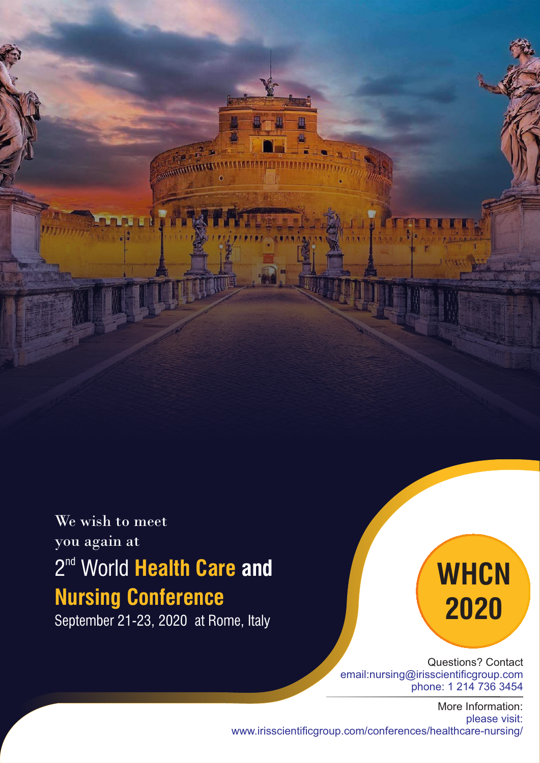We wish to meet
you again at

# 2nd World Health Care and Nursing Conference

September 21-23, 2020 at Rome, Italy

**WHCN 2020**

Questions? Contact
email:nursing@irisscientificgroup.com
phone: 1 214 736 3454

More Information:
please visit:
www.irisscientificgroup.com/conferences/healthcare-nursing/